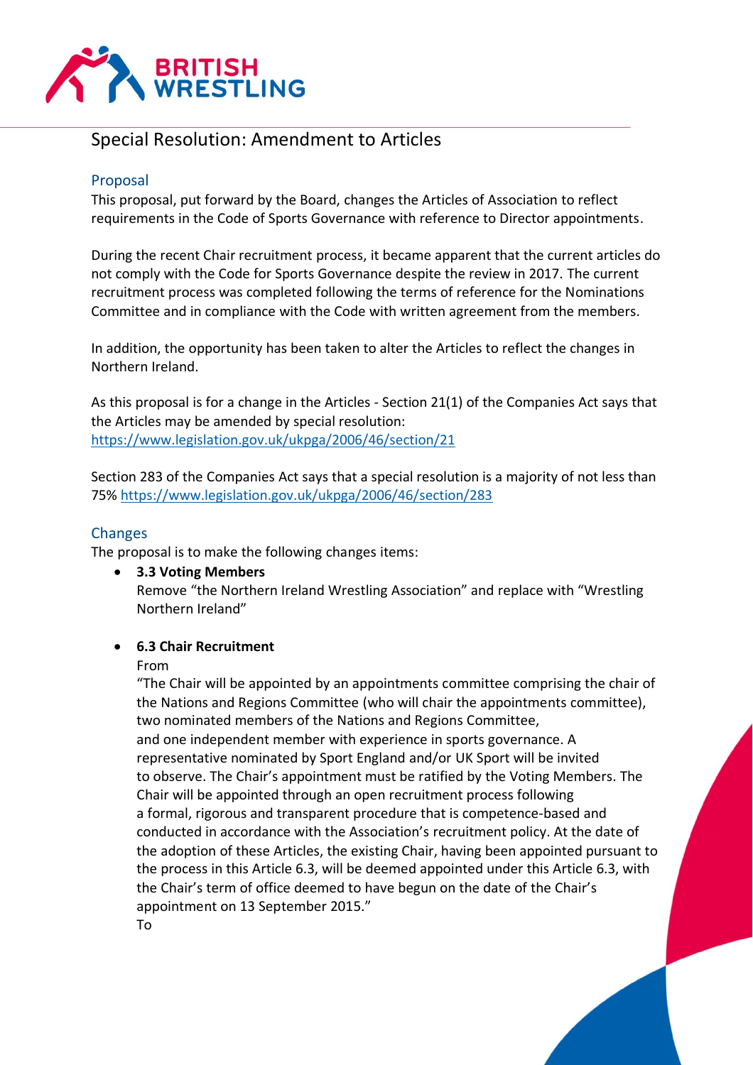# Special Resolution: Amendment to Articles

## Proposal

This proposal, put forward by the Board, changes the Articles of Association to reflect requirements in the Code of Sports Governance with reference to Director appointments.

During the recent Chair recruitment process, it became apparent that the current articles do not comply with the Code for Sports Governance despite the review in 2017. The current recruitment process was completed following the terms of reference for the Nominations Committee and in compliance with the Code with written agreement from the members.

In addition, the opportunity has been taken to alter the Articles to reflect the changes in Northern Ireland.

As this proposal is for a change in the Articles - Section 21(1) of the Companies Act says that the Articles may be amended by special resolution: https://www.legislation.gov.uk/ukpga/2006/46/section/21

Section 283 of the Companies Act says that a special resolution is a majority of not less than 75% https://www.legislation.gov.uk/ukpga/2006/46/section/283

## Changes

The proposal is to make the following changes items:

- **3.3 Voting Members**
  Remove "the Northern Ireland Wrestling Association" and replace with "Wrestling Northern Ireland"

- **6.3 Chair Recruitment**
  From
  "The Chair will be appointed by an appointments committee comprising the chair of the Nations and Regions Committee (who will chair the appointments committee), two nominated members of the Nations and Regions Committee, and one independent member with experience in sports governance. A representative nominated by Sport England and/or UK Sport will be invited to observe. The Chair's appointment must be ratified by the Voting Members. The Chair will be appointed through an open recruitment process following a formal, rigorous and transparent procedure that is competence-based and conducted in accordance with the Association's recruitment policy. At the date of the adoption of these Articles, the existing Chair, having been appointed pursuant to the process in this Article 6.3, will be deemed appointed under this Article 6.3, with the Chair's term of office deemed to have begun on the date of the Chair's appointment on 13 September 2015."
  To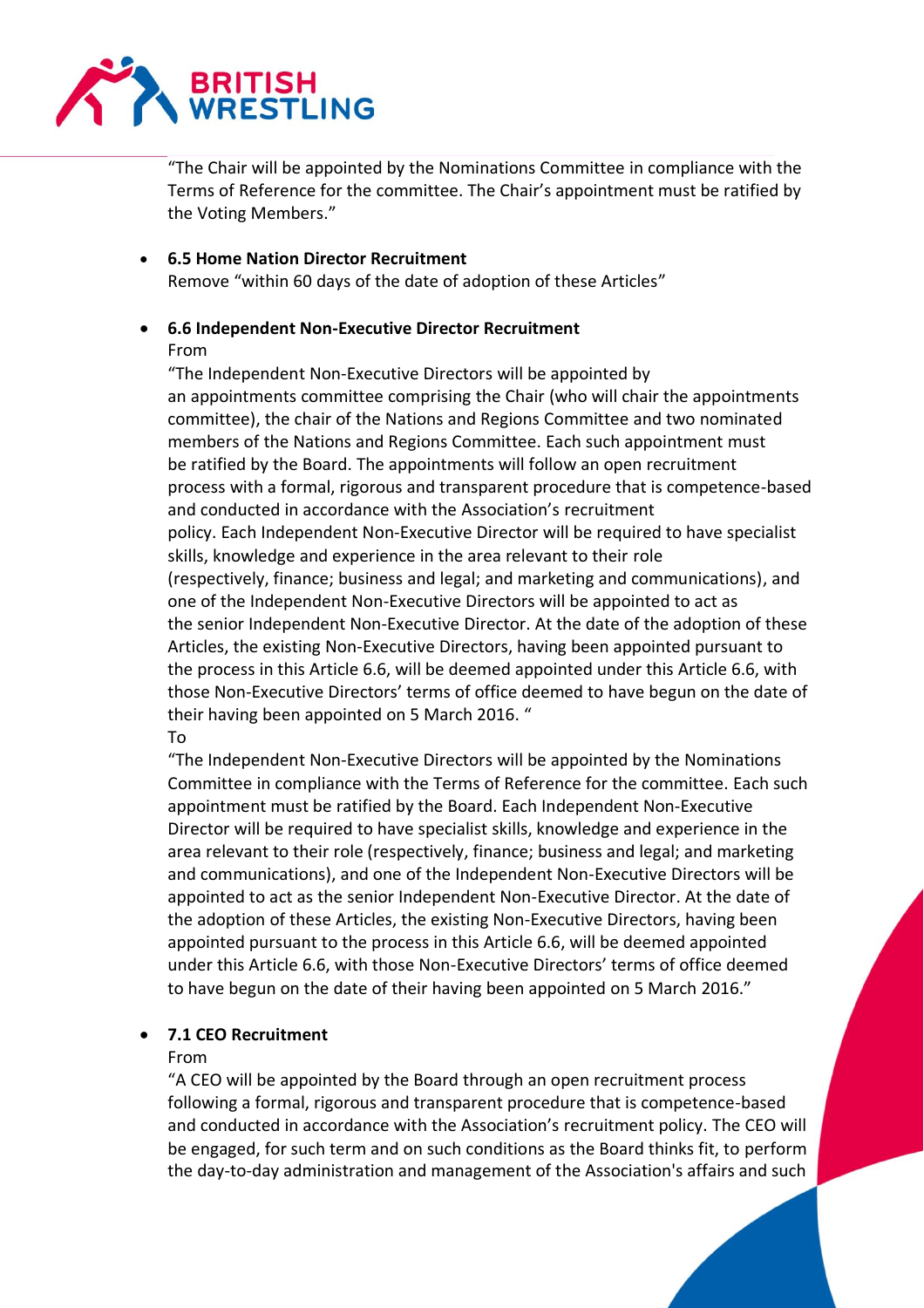"The Chair will be appointed by the Nominations Committee in compliance with the Terms of Reference for the committee. The Chair's appointment must be ratified by the Voting Members."

- **6.5 Home Nation Director Recruitment**
  Remove "within 60 days of the date of adoption of these Articles"

- **6.6 Independent Non-Executive Director Recruitment**
  From
  "The Independent Non-Executive Directors will be appointed by an appointments committee comprising the Chair (who will chair the appointments committee), the chair of the Nations and Regions Committee and two nominated members of the Nations and Regions Committee. Each such appointment must be ratified by the Board. The appointments will follow an open recruitment process with a formal, rigorous and transparent procedure that is competence-based and conducted in accordance with the Association's recruitment policy. Each Independent Non-Executive Director will be required to have specialist skills, knowledge and experience in the area relevant to their role (respectively, finance; business and legal; and marketing and communications), and one of the Independent Non-Executive Directors will be appointed to act as the senior Independent Non-Executive Director. At the date of the adoption of these Articles, the existing Non-Executive Directors, having been appointed pursuant to the process in this Article 6.6, will be deemed appointed under this Article 6.6, with those Non-Executive Directors' terms of office deemed to have begun on the date of their having been appointed on 5 March 2016. "
  To
  "The Independent Non-Executive Directors will be appointed by the Nominations Committee in compliance with the Terms of Reference for the committee. Each such appointment must be ratified by the Board. Each Independent Non-Executive Director will be required to have specialist skills, knowledge and experience in the area relevant to their role (respectively, finance; business and legal; and marketing and communications), and one of the Independent Non-Executive Directors will be appointed to act as the senior Independent Non-Executive Director. At the date of the adoption of these Articles, the existing Non-Executive Directors, having been appointed pursuant to the process in this Article 6.6, will be deemed appointed under this Article 6.6, with those Non-Executive Directors' terms of office deemed to have begun on the date of their having been appointed on 5 March 2016."

- **7.1 CEO Recruitment**
  From
  "A CEO will be appointed by the Board through an open recruitment process following a formal, rigorous and transparent procedure that is competence-based and conducted in accordance with the Association's recruitment policy. The CEO will be engaged, for such term and on such conditions as the Board thinks fit, to perform the day-to-day administration and management of the Association's affairs and such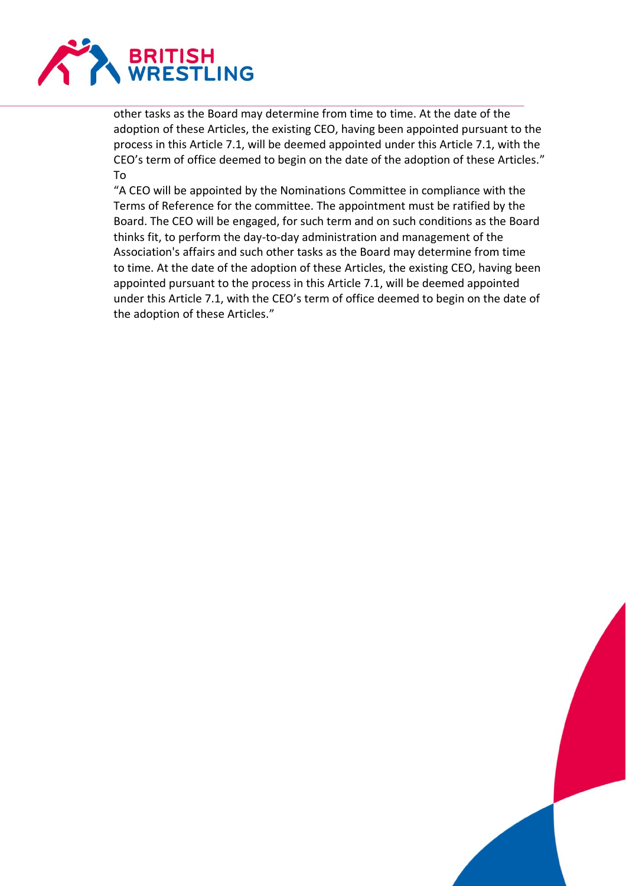other tasks as the Board may determine from time to time. At the date of the adoption of these Articles, the existing CEO, having been appointed pursuant to the process in this Article 7.1, will be deemed appointed under this Article 7.1, with the CEO's term of office deemed to begin on the date of the adoption of these Articles."

To

"A CEO will be appointed by the Nominations Committee in compliance with the Terms of Reference for the committee. The appointment must be ratified by the Board. The CEO will be engaged, for such term and on such conditions as the Board thinks fit, to perform the day-to-day administration and management of the Association's affairs and such other tasks as the Board may determine from time to time. At the date of the adoption of these Articles, the existing CEO, having been appointed pursuant to the process in this Article 7.1, will be deemed appointed under this Article 7.1, with the CEO's term of office deemed to begin on the date of the adoption of these Articles."